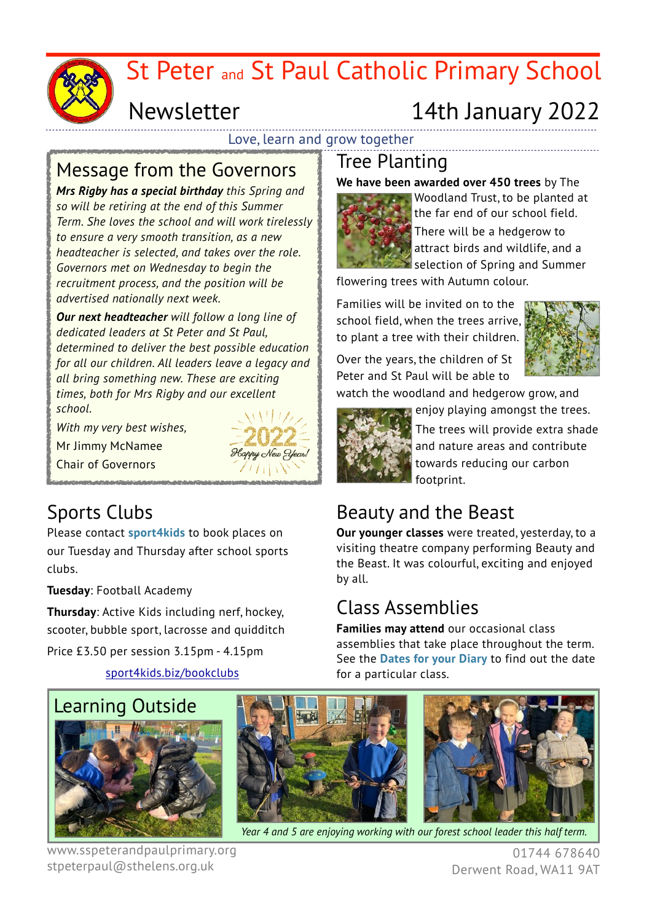# St Peter and St Paul Catholic Primary School

## Newsletter

14th January 2022

Love, learn and grow together

## Message from the Governors

***Mrs Rigby has a special birthday*** *this Spring and so will be retiring at the end of this Summer Term. She loves the school and will work tirelessly to ensure a very smooth transition, as a new headteacher is selected, and takes over the role. Governors met on Wednesday to begin the recruitment process, and the position will be advertised nationally next week.*

***Our next headteacher*** *will follow a long line of dedicated leaders at St Peter and St Paul, determined to deliver the best possible education for all our children. All leaders leave a legacy and all bring something new. These are exciting times, both for Mrs Rigby and our excellent school.*

*With my very best wishes,*

Mr Jimmy McNamee

Chair of Governors

2022 Happy New Year!

## Tree Planting

**We have been awarded over 450 trees** by The Woodland Trust, to be planted at the far end of our school field. There will be a hedgerow to attract birds and wildlife, and a selection of Spring and Summer flowering trees with Autumn colour.

Families will be invited on to the school field, when the trees arrive, to plant a tree with their children.

Over the years, the children of St Peter and St Paul will be able to watch the woodland and hedgerow grow, and enjoy playing amongst the trees. The trees will provide extra shade and nature areas and contribute towards reducing our carbon footprint.

## Sports Clubs

Please contact **sport4kids** to book places on our Tuesday and Thursday after school sports clubs.

**Tuesday**: Football Academy

**Thursday**: Active Kids including nerf, hockey, scooter, bubble sport, lacrosse and quidditch

Price £3.50 per session 3.15pm - 4.15pm

sport4kids.biz/bookclubs

## Beauty and the Beast

**Our younger classes** were treated, yesterday, to a visiting theatre company performing Beauty and the Beast. It was colourful, exciting and enjoyed by all.

## Class Assemblies

**Families may attend** our occasional class assemblies that take place throughout the term. See the **Dates for your Diary** to find out the date for a particular class.

## Learning Outside

*Year 4 and 5 are enjoying working with our forest school leader this half term.*

www.sspeterandpaulprimary.org
stpeterpaul@sthelens.org.uk

01744 678640
Derwent Road, WA11 9AT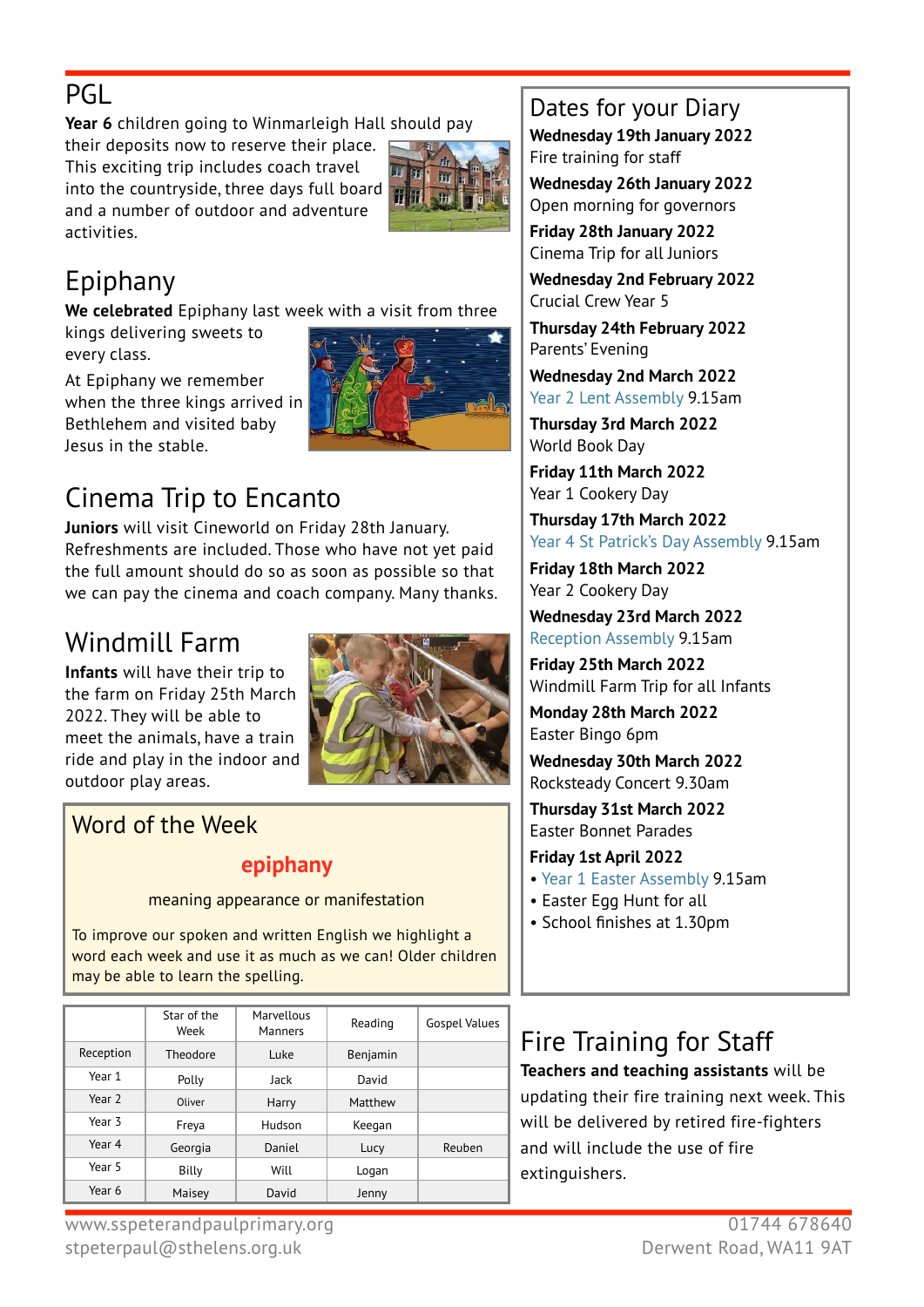# PGL

**Year 6** children going to Winmarleigh Hall should pay their deposits now to reserve their place. This exciting trip includes coach travel into the countryside, three days full board and a number of outdoor and adventure activities.

# Epiphany

**We celebrated** Epiphany last week with a visit from three kings delivering sweets to every class.

At Epiphany we remember when the three kings arrived in Bethlehem and visited baby Jesus in the stable.

# Cinema Trip to Encanto

**Juniors** will visit Cineworld on Friday 28th January. Refreshments are included. Those who have not yet paid the full amount should do so as soon as possible so that we can pay the cinema and coach company. Many thanks.

# Windmill Farm

**Infants** will have their trip to the farm on Friday 25th March 2022. They will be able to meet the animals, have a train ride and play in the indoor and outdoor play areas.

## Word of the Week

**epiphany**

meaning appearance or manifestation

To improve our spoken and written English we highlight a word each week and use it as much as we can! Older children may be able to learn the spelling.

| | Star of the Week | Marvellous Manners | Reading | Gospel Values |
|---|---|---|---|---|
| Reception | Theodore | Luke | Benjamin | |
| Year 1 | Polly | Jack | David | |
| Year 2 | Oliver | Harry | Matthew | |
| Year 3 | Freya | Hudson | Keegan | |
| Year 4 | Georgia | Daniel | Lucy | Reuben |
| Year 5 | Billy | Will | Logan | |
| Year 6 | Maisey | David | Jenny | |

# Dates for your Diary

**Wednesday 19th January 2022**
Fire training for staff

**Wednesday 26th January 2022**
Open morning for governors

**Friday 28th January 2022**
Cinema Trip for all Juniors

**Wednesday 2nd February 2022**
Crucial Crew Year 5

**Thursday 24th February 2022**
Parents' Evening

**Wednesday 2nd March 2022**
Year 2 Lent Assembly 9.15am

**Thursday 3rd March 2022**
World Book Day

**Friday 11th March 2022**
Year 1 Cookery Day

**Thursday 17th March 2022**
Year 4 St Patrick's Day Assembly 9.15am

**Friday 18th March 2022**
Year 2 Cookery Day

**Wednesday 23rd March 2022**
Reception Assembly 9.15am

**Friday 25th March 2022**
Windmill Farm Trip for all Infants

**Monday 28th March 2022**
Easter Bingo 6pm

**Wednesday 30th March 2022**
Rocksteady Concert 9.30am

**Thursday 31st March 2022**
Easter Bonnet Parades

**Friday 1st April 2022**
- Year 1 Easter Assembly 9.15am
- Easter Egg Hunt for all
- School finishes at 1.30pm

# Fire Training for Staff

**Teachers and teaching assistants** will be updating their fire training next week. This will be delivered by retired fire-fighters and will include the use of fire extinguishers.

www.sspeterandpaulprimary.org
stpeterpaul@sthelens.org.uk

01744 678640
Derwent Road, WA11 9AT